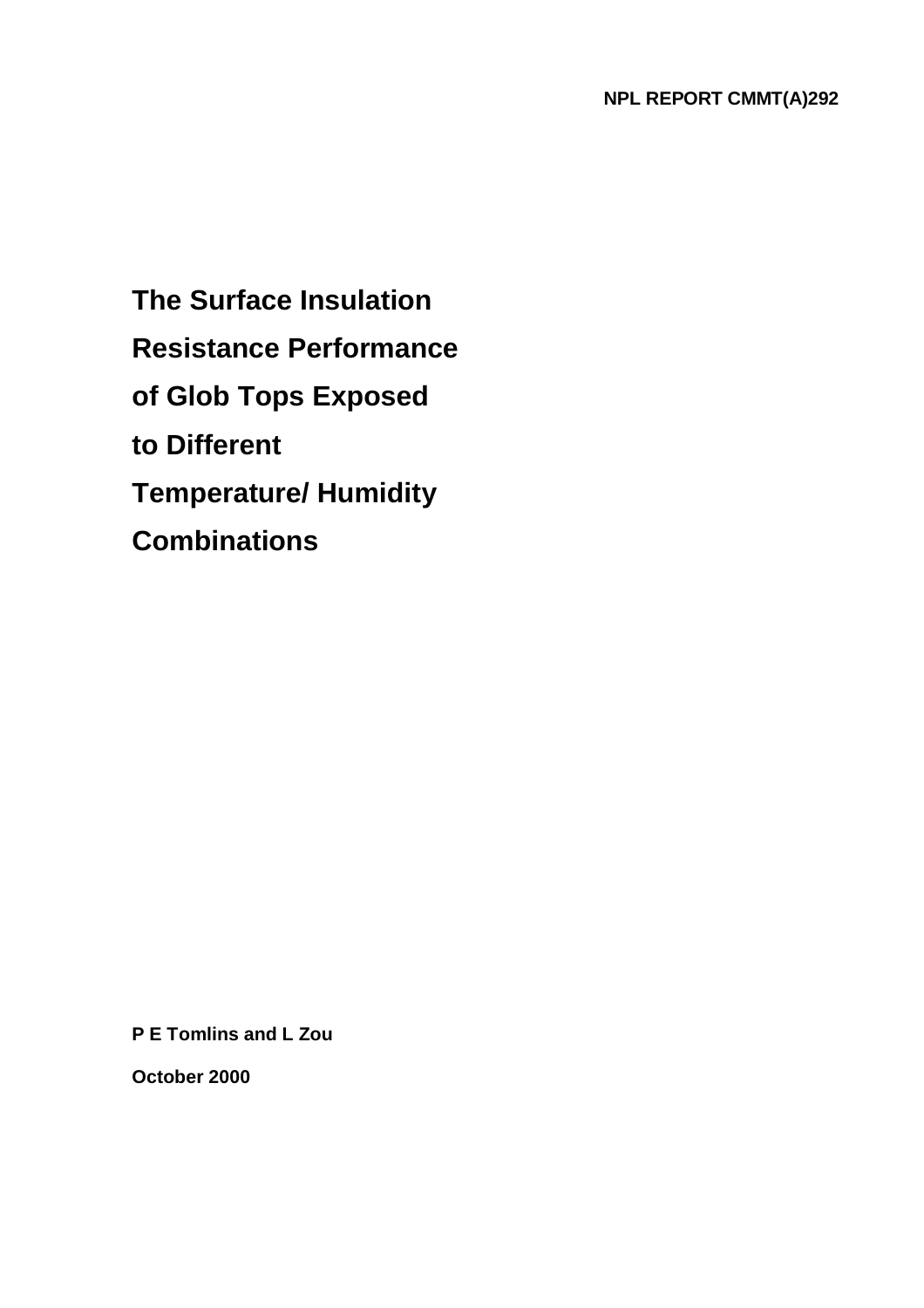NPL REPORT CMMT(A)292

# The Surface Insulation Resistance Performance of Glob Tops Exposed to Different Temperature/ Humidity Combinations

**P E Tomlins and L Zou**

**October 2000**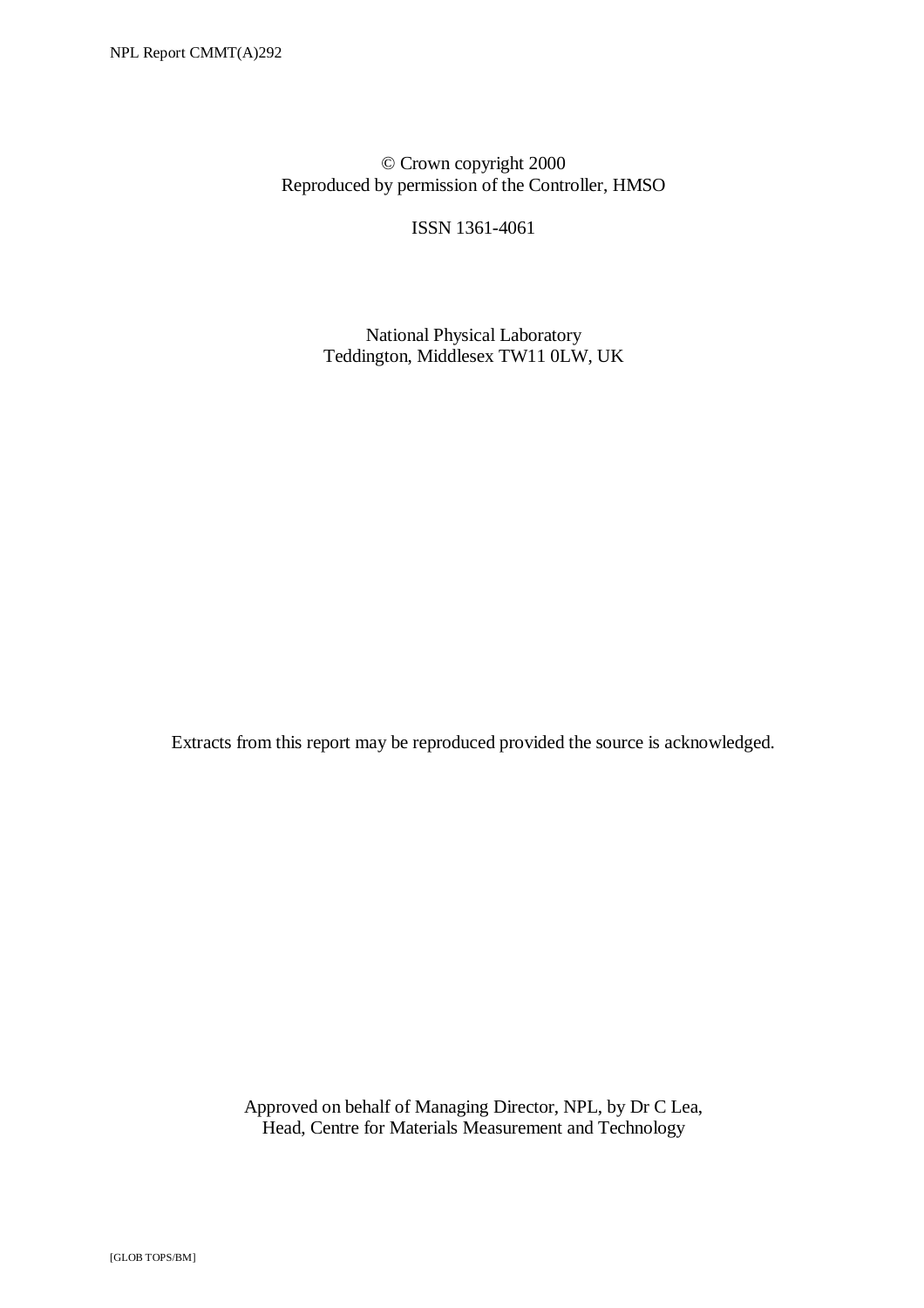© Crown copyright 2000
Reproduced by permission of the Controller, HMSO

ISSN 1361-4061

National Physical Laboratory
Teddington, Middlesex TW11 0LW, UK

Extracts from this report may be reproduced provided the source is acknowledged.

Approved on behalf of Managing Director, NPL, by Dr C Lea,
Head, Centre for Materials Measurement and Technology

[GLOB TOPS/BM]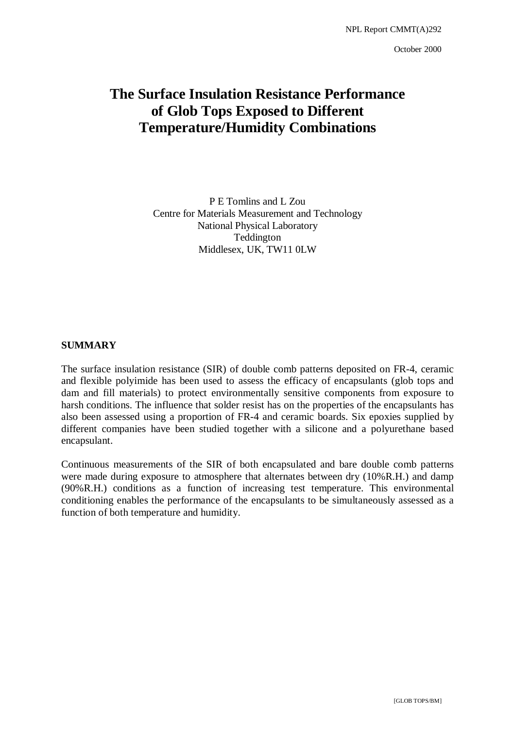NPL Report CMMT(A)292

October 2000

# The Surface Insulation Resistance Performance of Glob Tops Exposed to Different Temperature/Humidity Combinations

P E Tomlins and L Zou
Centre for Materials Measurement and Technology
National Physical Laboratory
Teddington
Middlesex, UK, TW11 0LW

## SUMMARY

The surface insulation resistance (SIR) of double comb patterns deposited on FR-4, ceramic and flexible polyimide has been used to assess the efficacy of encapsulants (glob tops and dam and fill materials) to protect environmentally sensitive components from exposure to harsh conditions. The influence that solder resist has on the properties of the encapsulants has also been assessed using a proportion of FR-4 and ceramic boards. Six epoxies supplied by different companies have been studied together with a silicone and a polyurethane based encapsulant.

Continuous measurements of the SIR of both encapsulated and bare double comb patterns were made during exposure to atmosphere that alternates between dry (10%R.H.) and damp (90%R.H.) conditions as a function of increasing test temperature. This environmental conditioning enables the performance of the encapsulants to be simultaneously assessed as a function of both temperature and humidity.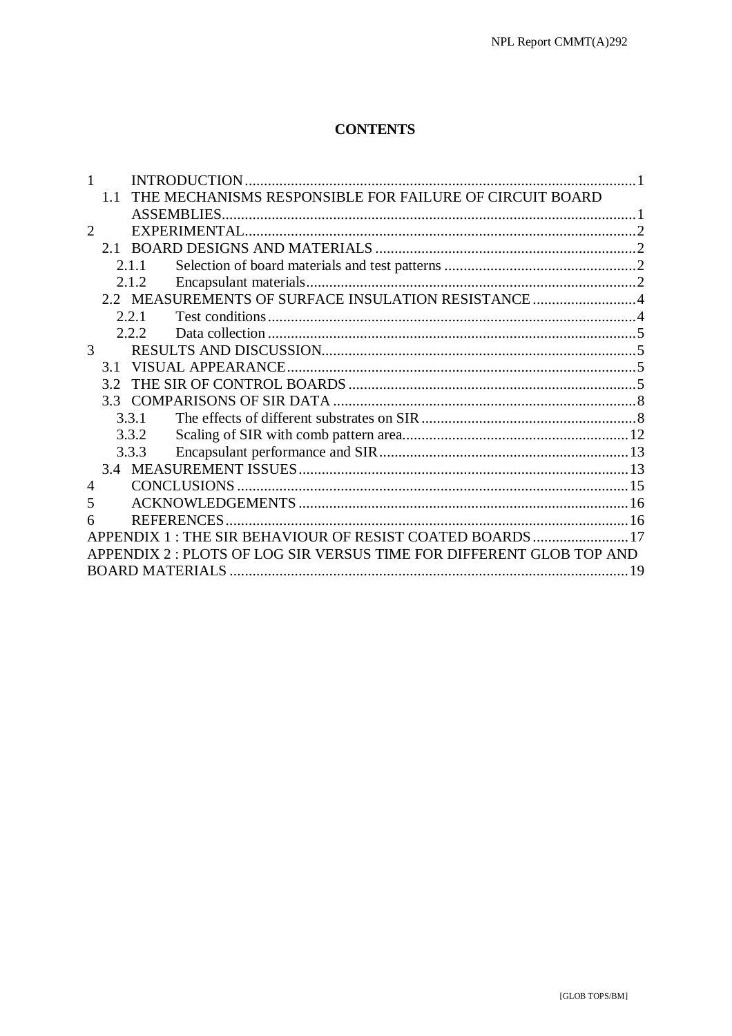# CONTENTS

1 INTRODUCTION ... 1
  1.1 THE MECHANISMS RESPONSIBLE FOR FAILURE OF CIRCUIT BOARD ASSEMBLIES ... 1
2 EXPERIMENTAL ... 2
  2.1 BOARD DESIGNS AND MATERIALS ... 2
    2.1.1 Selection of board materials and test patterns ... 2
    2.1.2 Encapsulant materials ... 2
  2.2 MEASUREMENTS OF SURFACE INSULATION RESISTANCE ... 4
    2.2.1 Test conditions ... 4
    2.2.2 Data collection ... 5
3 RESULTS AND DISCUSSION ... 5
  3.1 VISUAL APPEARANCE ... 5
  3.2 THE SIR OF CONTROL BOARDS ... 5
  3.3 COMPARISONS OF SIR DATA ... 8
    3.3.1 The effects of different substrates on SIR ... 8
    3.3.2 Scaling of SIR with comb pattern area ... 12
    3.3.3 Encapsulant performance and SIR ... 13
  3.4 MEASUREMENT ISSUES ... 13
4 CONCLUSIONS ... 15
5 ACKNOWLEDGEMENTS ... 16
6 REFERENCES ... 16
APPENDIX 1 : THE SIR BEHAVIOUR OF RESIST COATED BOARDS ... 17
APPENDIX 2 : PLOTS OF LOG SIR VERSUS TIME FOR DIFFERENT GLOB TOP AND BOARD MATERIALS ... 19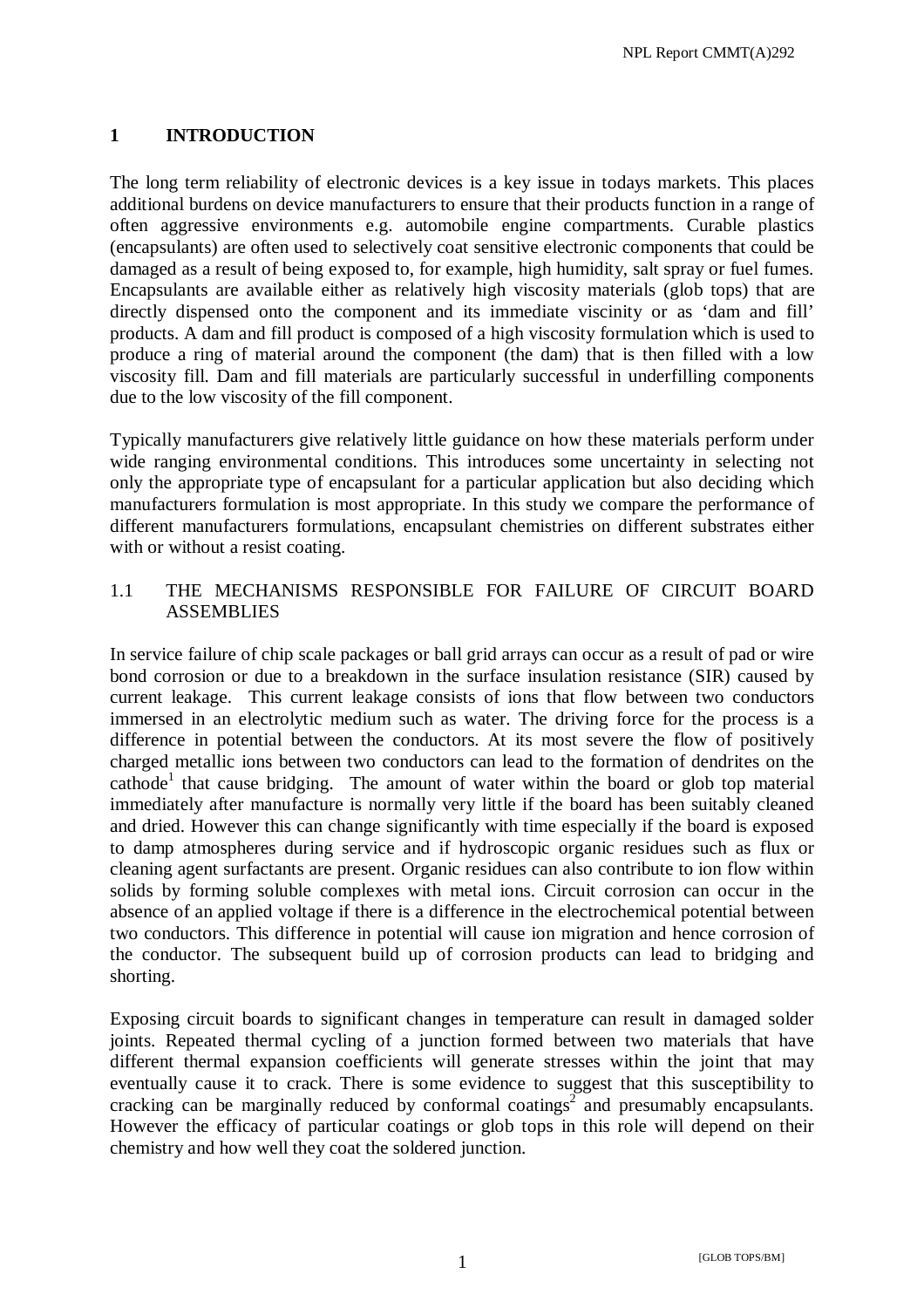# 1 INTRODUCTION

The long term reliability of electronic devices is a key issue in todays markets. This places additional burdens on device manufacturers to ensure that their products function in a range of often aggressive environments e.g. automobile engine compartments. Curable plastics (encapsulants) are often used to selectively coat sensitive electronic components that could be damaged as a result of being exposed to, for example, high humidity, salt spray or fuel fumes. Encapsulants are available either as relatively high viscosity materials (glob tops) that are directly dispensed onto the component and its immediate viscinity or as 'dam and fill' products. A dam and fill product is composed of a high viscosity formulation which is used to produce a ring of material around the component (the dam) that is then filled with a low viscosity fill. Dam and fill materials are particularly successful in underfilling components due to the low viscosity of the fill component.

Typically manufacturers give relatively little guidance on how these materials perform under wide ranging environmental conditions. This introduces some uncertainty in selecting not only the appropriate type of encapsulant for a particular application but also deciding which manufacturers formulation is most appropriate. In this study we compare the performance of different manufacturers formulations, encapsulant chemistries on different substrates either with or without a resist coating.

## 1.1 THE MECHANISMS RESPONSIBLE FOR FAILURE OF CIRCUIT BOARD ASSEMBLIES

In service failure of chip scale packages or ball grid arrays can occur as a result of pad or wire bond corrosion or due to a breakdown in the surface insulation resistance (SIR) caused by current leakage. This current leakage consists of ions that flow between two conductors immersed in an electrolytic medium such as water. The driving force for the process is a difference in potential between the conductors. At its most severe the flow of positively charged metallic ions between two conductors can lead to the formation of dendrites on the cathode[1] that cause bridging. The amount of water within the board or glob top material immediately after manufacture is normally very little if the board has been suitably cleaned and dried. However this can change significantly with time especially if the board is exposed to damp atmospheres during service and if hydroscopic organic residues such as flux or cleaning agent surfactants are present. Organic residues can also contribute to ion flow within solids by forming soluble complexes with metal ions. Circuit corrosion can occur in the absence of an applied voltage if there is a difference in the electrochemical potential between two conductors. This difference in potential will cause ion migration and hence corrosion of the conductor. The subsequent build up of corrosion products can lead to bridging and shorting.

Exposing circuit boards to significant changes in temperature can result in damaged solder joints. Repeated thermal cycling of a junction formed between two materials that have different thermal expansion coefficients will generate stresses within the joint that may eventually cause it to crack. There is some evidence to suggest that this susceptibility to cracking can be marginally reduced by conformal coatings[2] and presumably encapsulants. However the efficacy of particular coatings or glob tops in this role will depend on their chemistry and how well they coat the soldered junction.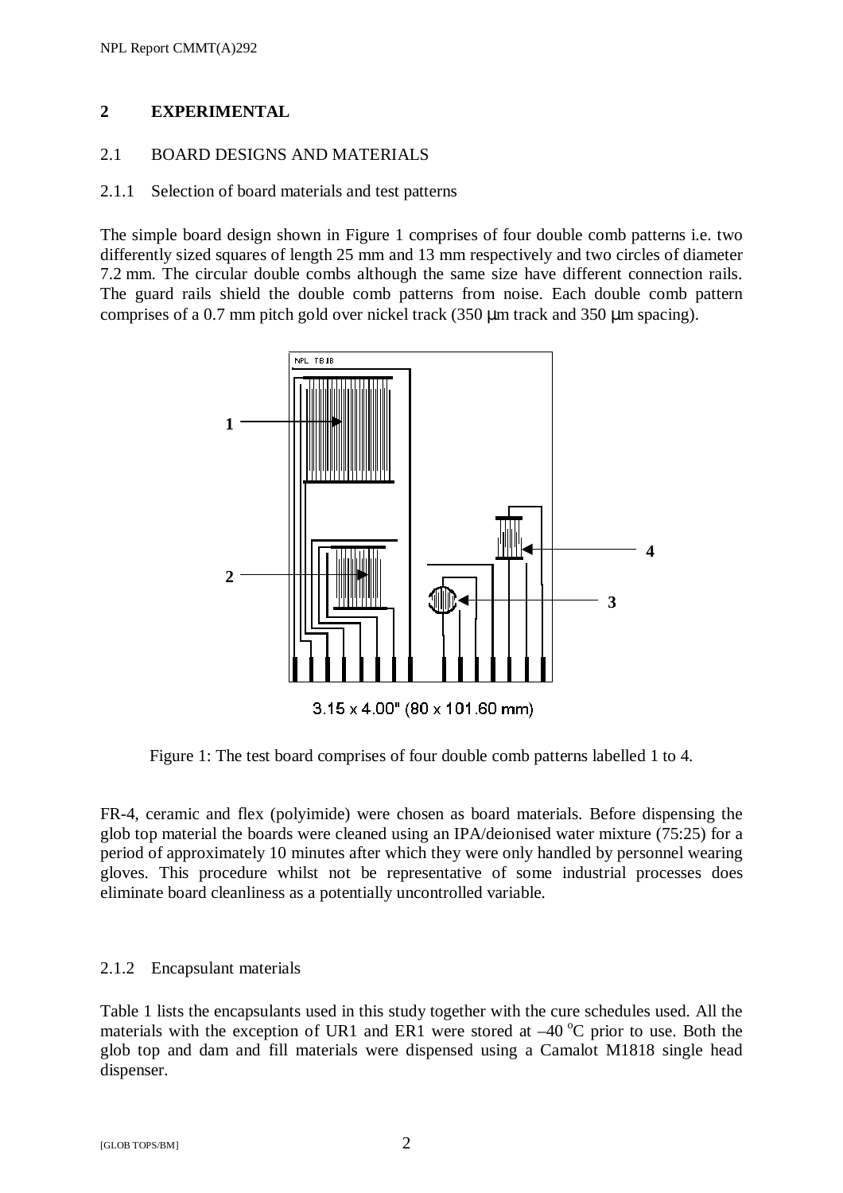## 2 EXPERIMENTAL

### 2.1 BOARD DESIGNS AND MATERIALS

#### 2.1.1 Selection of board materials and test patterns

The simple board design shown in Figure 1 comprises of four double comb patterns i.e. two differently sized squares of length 25 mm and 13 mm respectively and two circles of diameter 7.2 mm. The circular double combs although the same size have different connection rails. The guard rails shield the double comb patterns from noise. Each double comb pattern comprises of a 0.7 mm pitch gold over nickel track (350 µm track and 350 µm spacing).

3.15 x 4.00" (80 x 101.60 mm)

Figure 1: The test board comprises of four double comb patterns labelled 1 to 4.

FR-4, ceramic and flex (polyimide) were chosen as board materials. Before dispensing the glob top material the boards were cleaned using an IPA/deionised water mixture (75:25) for a period of approximately 10 minutes after which they were only handled by personnel wearing gloves. This procedure whilst not be representative of some industrial processes does eliminate board cleanliness as a potentially uncontrolled variable.

#### 2.1.2 Encapsulant materials

Table 1 lists the encapsulants used in this study together with the cure schedules used. All the materials with the exception of UR1 and ER1 were stored at –40 °C prior to use. Both the glob top and dam and fill materials were dispensed using a Camalot M1818 single head dispenser.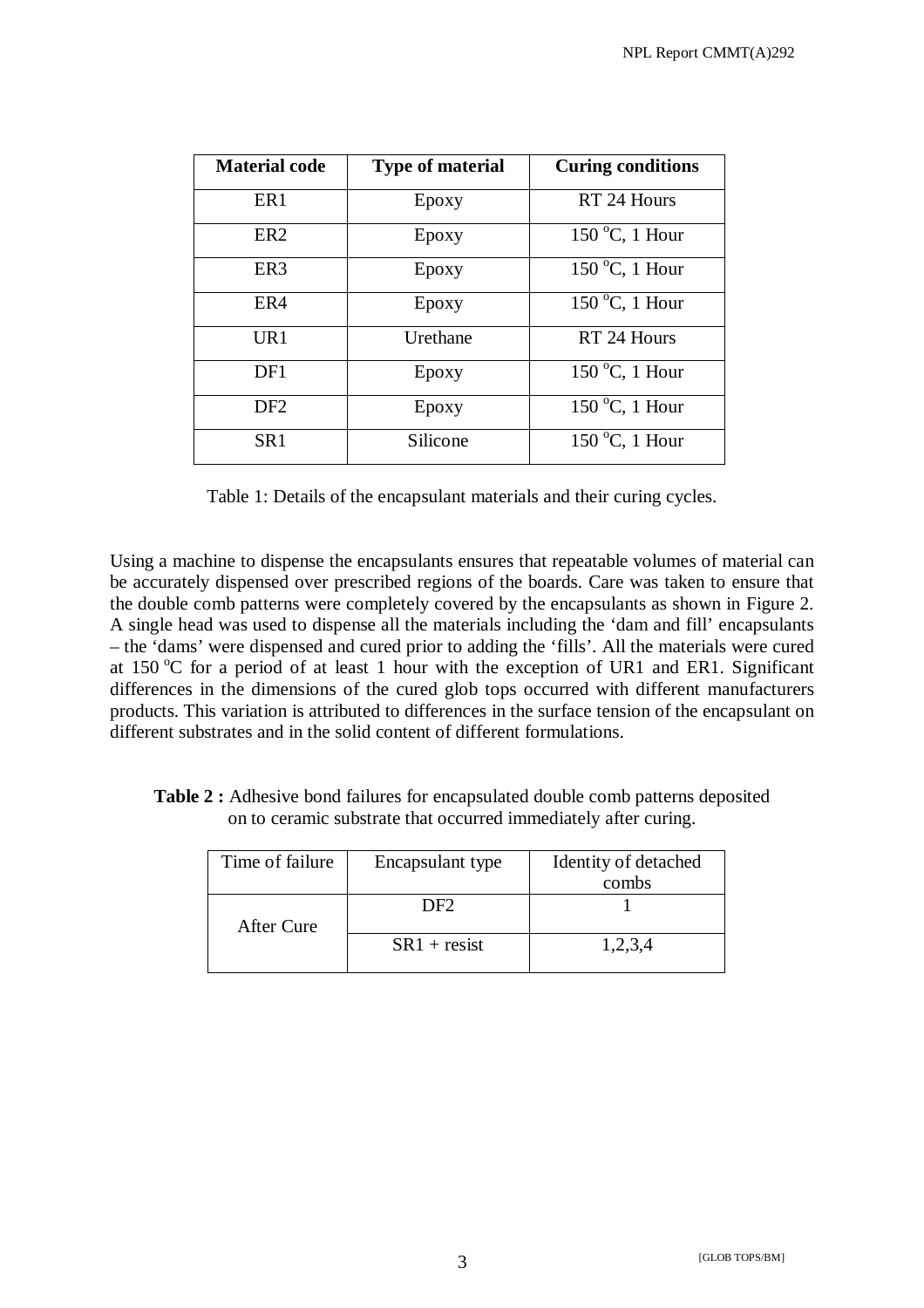| **Material code** | **Type of material** | **Curing conditions** |
|---|---|---|
| ER1 | Epoxy | RT 24 Hours |
| ER2 | Epoxy | 150 $^{o}$C, 1 Hour |
| ER3 | Epoxy | 150 $^{o}$C, 1 Hour |
| ER4 | Epoxy | 150 $^{o}$C, 1 Hour |
| UR1 | Urethane | RT 24 Hours |
| DF1 | Epoxy | 150 $^{o}$C, 1 Hour |
| DF2 | Epoxy | 150 $^{o}$C, 1 Hour |
| SR1 | Silicone | 150 $^{o}$C, 1 Hour |

Table 1: Details of the encapsulant materials and their curing cycles.

Using a machine to dispense the encapsulants ensures that repeatable volumes of material can be accurately dispensed over prescribed regions of the boards. Care was taken to ensure that the double comb patterns were completely covered by the encapsulants as shown in Figure 2. A single head was used to dispense all the materials including the 'dam and fill' encapsulants – the 'dams' were dispensed and cured prior to adding the 'fills'. All the materials were cured at 150 $^{o}$C for a period of at least 1 hour with the exception of UR1 and ER1. Significant differences in the dimensions of the cured glob tops occurred with different manufacturers products. This variation is attributed to differences in the surface tension of the encapsulant on different substrates and in the solid content of different formulations.

**Table 2 :** Adhesive bond failures for encapsulated double comb patterns deposited on to ceramic substrate that occurred immediately after curing.

| Time of failure | Encapsulant type | Identity of detached combs |
|---|---|---|
| After Cure | DF2 | 1 |
| | SR1 + resist | 1,2,3,4 |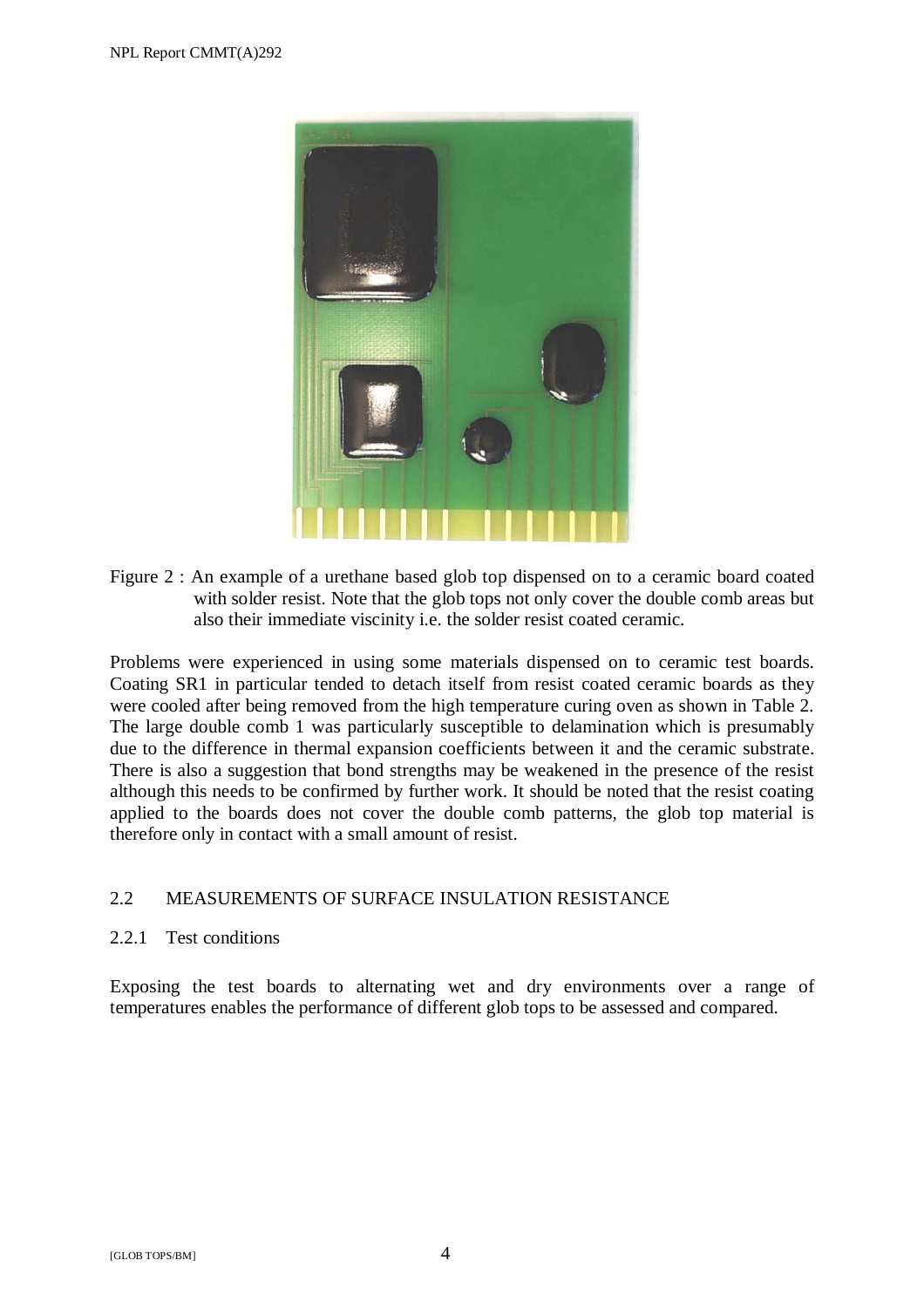Figure 2 : An example of a urethane based glob top dispensed on to a ceramic board coated with solder resist. Note that the glob tops not only cover the double comb areas but also their immediate viscinity i.e. the solder resist coated ceramic.

Problems were experienced in using some materials dispensed on to ceramic test boards. Coating SR1 in particular tended to detach itself from resist coated ceramic boards as they were cooled after being removed from the high temperature curing oven as shown in Table 2. The large double comb 1 was particularly susceptible to delamination which is presumably due to the difference in thermal expansion coefficients between it and the ceramic substrate. There is also a suggestion that bond strengths may be weakened in the presence of the resist although this needs to be confirmed by further work. It should be noted that the resist coating applied to the boards does not cover the double comb patterns, the glob top material is therefore only in contact with a small amount of resist.

## 2.2 MEASUREMENTS OF SURFACE INSULATION RESISTANCE

### 2.2.1 Test conditions

Exposing the test boards to alternating wet and dry environments over a range of temperatures enables the performance of different glob tops to be assessed and compared.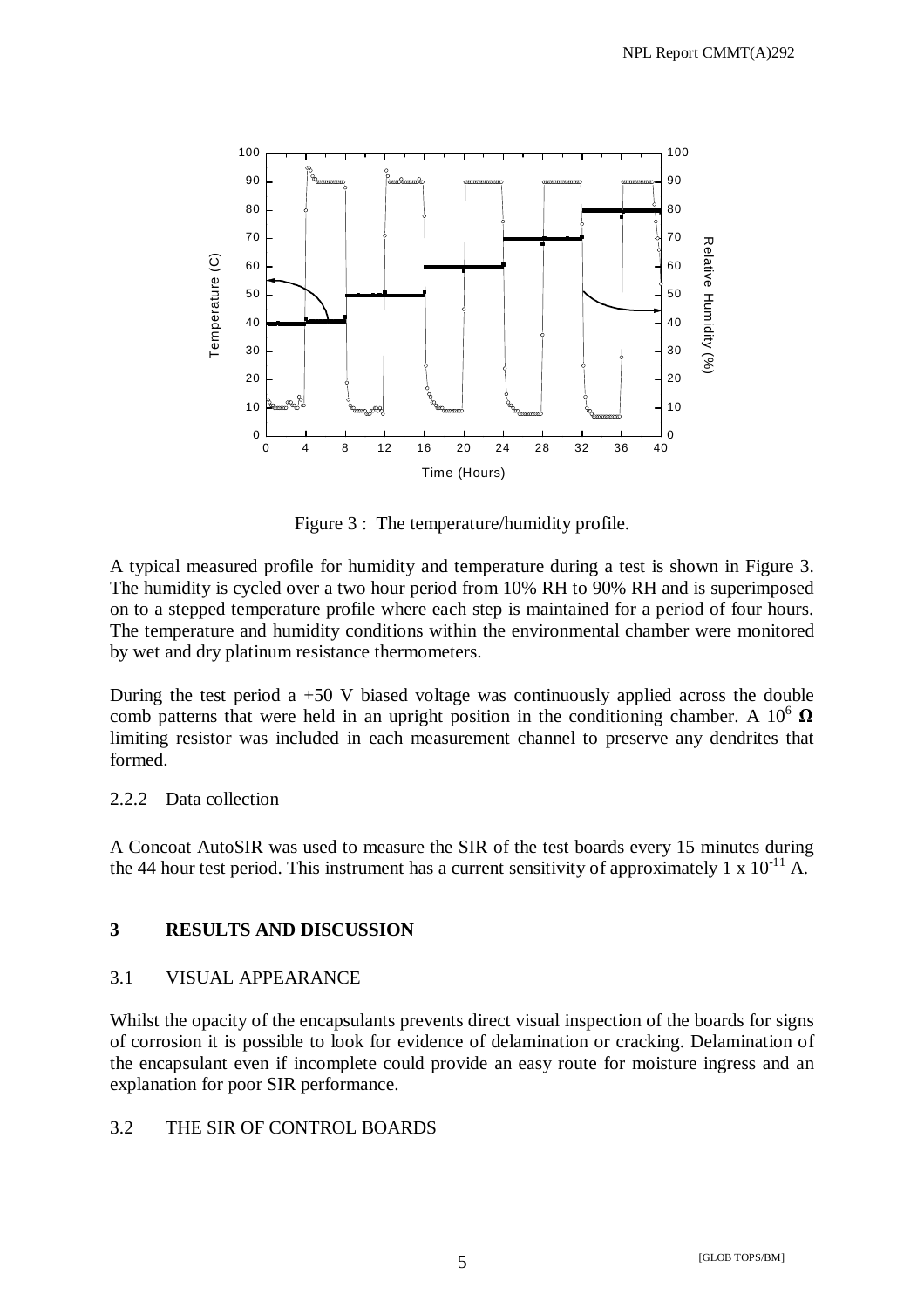Figure 3 : The temperature/humidity profile.

A typical measured profile for humidity and temperature during a test is shown in Figure 3. The humidity is cycled over a two hour period from 10% RH to 90% RH and is superimposed on to a stepped temperature profile where each step is maintained for a period of four hours. The temperature and humidity conditions within the environmental chamber were monitored by wet and dry platinum resistance thermometers.

During the test period a +50 V biased voltage was continuously applied across the double comb patterns that were held in an upright position in the conditioning chamber. A $10^6$ **Ω** limiting resistor was included in each measurement channel to preserve any dendrites that formed.

2.2.2 Data collection

A Concoat AutoSIR was used to measure the SIR of the test boards every 15 minutes during the 44 hour test period. This instrument has a current sensitivity of approximately $1 \times 10^{-11}$ A.

## 3 RESULTS AND DISCUSSION

### 3.1 VISUAL APPEARANCE

Whilst the opacity of the encapsulants prevents direct visual inspection of the boards for signs of corrosion it is possible to look for evidence of delamination or cracking. Delamination of the encapsulant even if incomplete could provide an easy route for moisture ingress and an explanation for poor SIR performance.

### 3.2 THE SIR OF CONTROL BOARDS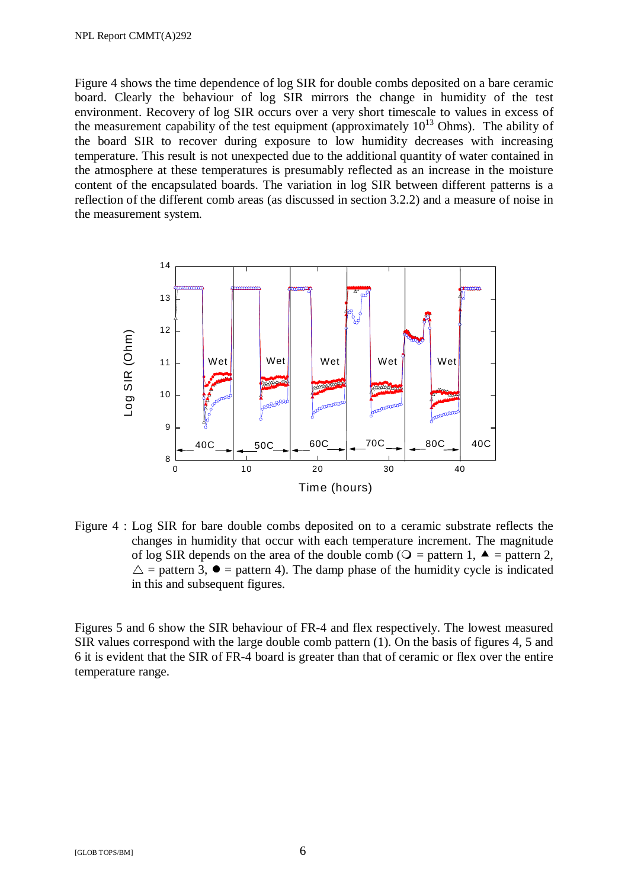Figure 4 shows the time dependence of log SIR for double combs deposited on a bare ceramic board. Clearly the behaviour of log SIR mirrors the change in humidity of the test environment. Recovery of log SIR occurs over a very short timescale to values in excess of the measurement capability of the test equipment (approximately $10^{13}$ Ohms). The ability of the board SIR to recover during exposure to low humidity decreases with increasing temperature. This result is not unexpected due to the additional quantity of water contained in the atmosphere at these temperatures is presumably reflected as an increase in the moisture content of the encapsulated boards. The variation in log SIR between different patterns is a reflection of the different comb areas (as discussed in section 3.2.2) and a measure of noise in the measurement system.

Figure 4 : Log SIR for bare double combs deposited on to a ceramic substrate reflects the changes in humidity that occur with each temperature increment. The magnitude of log SIR depends on the area of the double comb (○ = pattern 1, ▲ = pattern 2, △ = pattern 3, ● = pattern 4). The damp phase of the humidity cycle is indicated in this and subsequent figures.

Figures 5 and 6 show the SIR behaviour of FR-4 and flex respectively. The lowest measured SIR values correspond with the large double comb pattern (1). On the basis of figures 4, 5 and 6 it is evident that the SIR of FR-4 board is greater than that of ceramic or flex over the entire temperature range.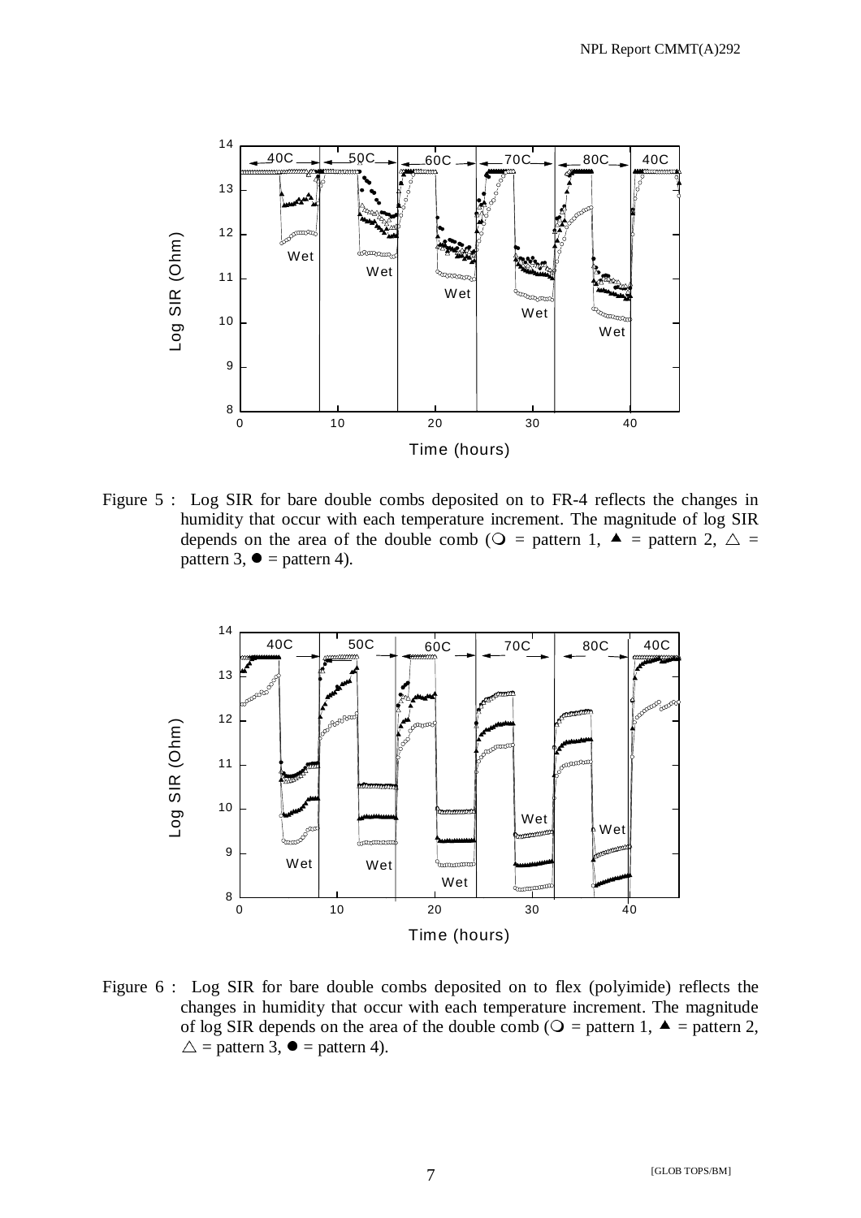Figure 5 : Log SIR for bare double combs deposited on to FR-4 reflects the changes in humidity that occur with each temperature increment. The magnitude of log SIR depends on the area of the double comb (○ = pattern 1, ▲ = pattern 2, △ = pattern 3, ● = pattern 4).

Figure 6 : Log SIR for bare double combs deposited on to flex (polyimide) reflects the changes in humidity that occur with each temperature increment. The magnitude of log SIR depends on the area of the double comb (○ = pattern 1, ▲ = pattern 2, △ = pattern 3, ● = pattern 4).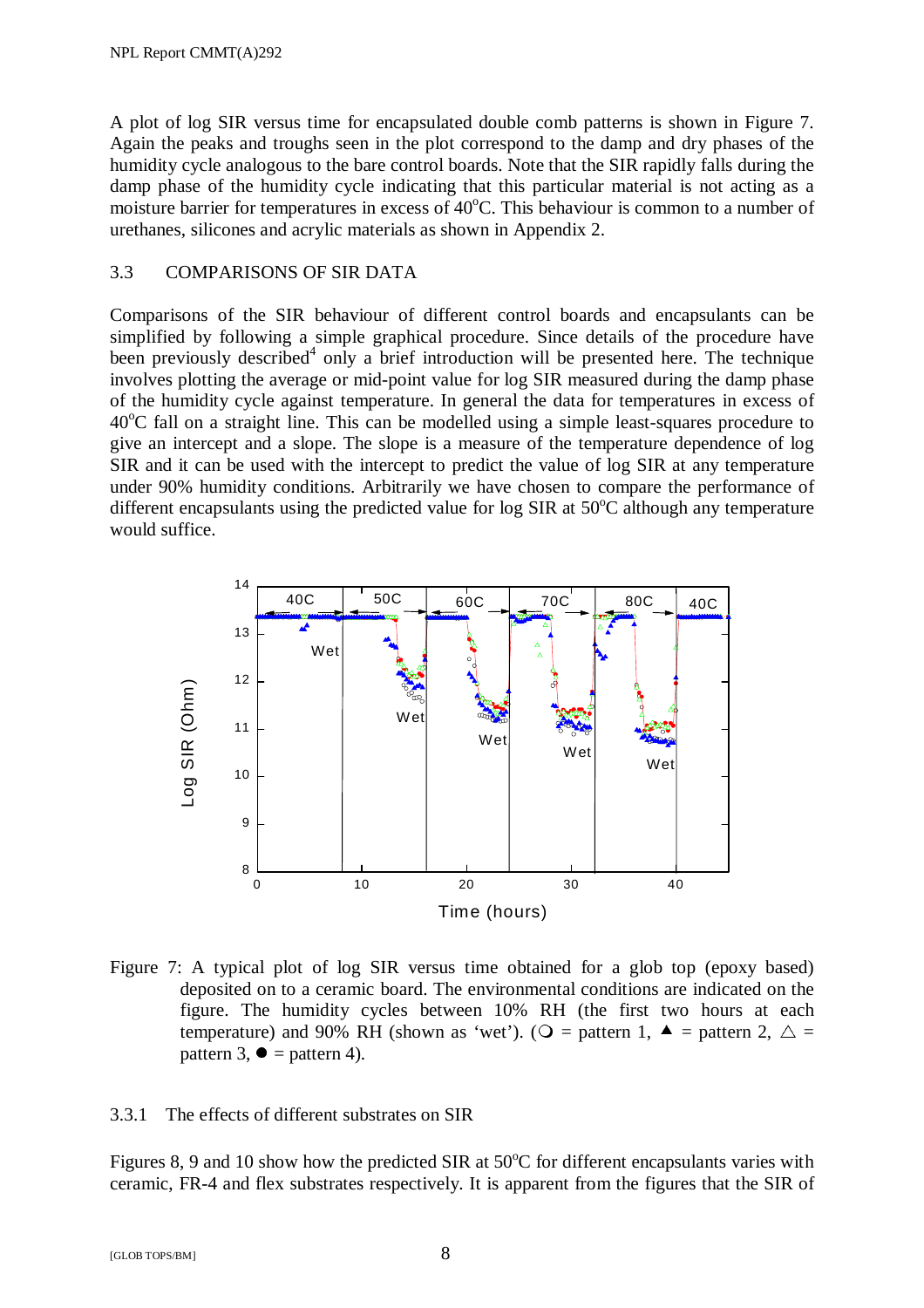A plot of log SIR versus time for encapsulated double comb patterns is shown in Figure 7. Again the peaks and troughs seen in the plot correspond to the damp and dry phases of the humidity cycle analogous to the bare control boards. Note that the SIR rapidly falls during the damp phase of the humidity cycle indicating that this particular material is not acting as a moisture barrier for temperatures in excess of 40°C. This behaviour is common to a number of urethanes, silicones and acrylic materials as shown in Appendix 2.

### 3.3 COMPARISONS OF SIR DATA

Comparisons of the SIR behaviour of different control boards and encapsulants can be simplified by following a simple graphical procedure. Since details of the procedure have been previously described[4] only a brief introduction will be presented here. The technique involves plotting the average or mid-point value for log SIR measured during the damp phase of the humidity cycle against temperature. In general the data for temperatures in excess of 40°C fall on a straight line. This can be modelled using a simple least-squares procedure to give an intercept and a slope. The slope is a measure of the temperature dependence of log SIR and it can be used with the intercept to predict the value of log SIR at any temperature under 90% humidity conditions. Arbitrarily we have chosen to compare the performance of different encapsulants using the predicted value for log SIR at 50°C although any temperature would suffice.

Figure 7: A typical plot of log SIR versus time obtained for a glob top (epoxy based) deposited on to a ceramic board. The environmental conditions are indicated on the figure. The humidity cycles between 10% RH (the first two hours at each temperature) and 90% RH (shown as 'wet'). (○ = pattern 1, ▲ = pattern 2, △ = pattern 3, ● = pattern 4).

#### 3.3.1 The effects of different substrates on SIR

Figures 8, 9 and 10 show how the predicted SIR at 50°C for different encapsulants varies with ceramic, FR-4 and flex substrates respectively. It is apparent from the figures that the SIR of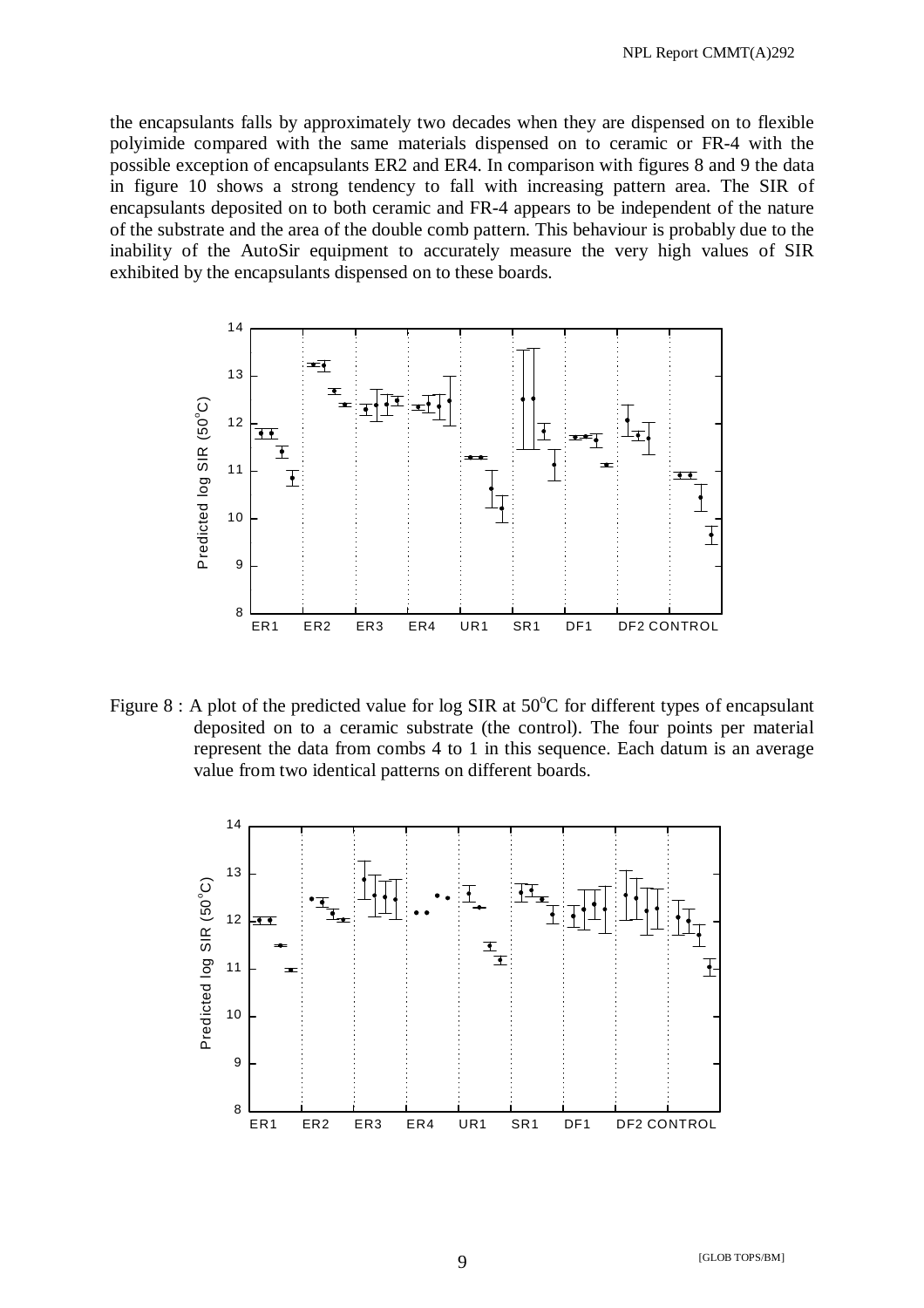the encapsulants falls by approximately two decades when they are dispensed on to flexible polyimide compared with the same materials dispensed on to ceramic or FR-4 with the possible exception of encapsulants ER2 and ER4. In comparison with figures 8 and 9 the data in figure 10 shows a strong tendency to fall with increasing pattern area. The SIR of encapsulants deposited on to both ceramic and FR-4 appears to be independent of the nature of the substrate and the area of the double comb pattern. This behaviour is probably due to the inability of the AutoSir equipment to accurately measure the very high values of SIR exhibited by the encapsulants dispensed on to these boards.

Figure 8 : A plot of the predicted value for log SIR at 50°C for different types of encapsulant deposited on to a ceramic substrate (the control). The four points per material represent the data from combs 4 to 1 in this sequence. Each datum is an average value from two identical patterns on different boards.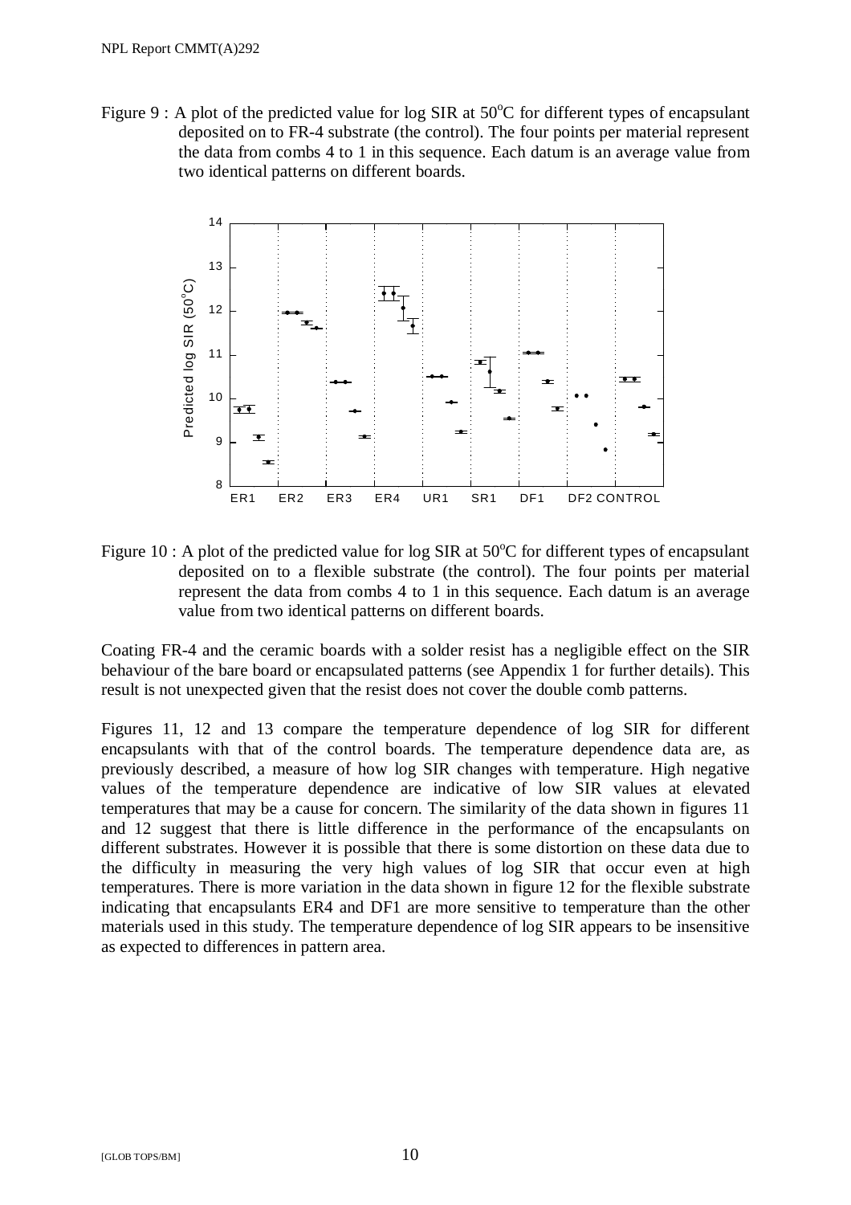Figure 9 : A plot of the predicted value for log SIR at 50°C for different types of encapsulant deposited on to FR-4 substrate (the control). The four points per material represent the data from combs 4 to 1 in this sequence. Each datum is an average value from two identical patterns on different boards.

Figure 10 : A plot of the predicted value for log SIR at 50°C for different types of encapsulant deposited on to a flexible substrate (the control). The four points per material represent the data from combs 4 to 1 in this sequence. Each datum is an average value from two identical patterns on different boards.

Coating FR-4 and the ceramic boards with a solder resist has a negligible effect on the SIR behaviour of the bare board or encapsulated patterns (see Appendix 1 for further details). This result is not unexpected given that the resist does not cover the double comb patterns.

Figures 11, 12 and 13 compare the temperature dependence of log SIR for different encapsulants with that of the control boards. The temperature dependence data are, as previously described, a measure of how log SIR changes with temperature. High negative values of the temperature dependence are indicative of low SIR values at elevated temperatures that may be a cause for concern. The similarity of the data shown in figures 11 and 12 suggest that there is little difference in the performance of the encapsulants on different substrates. However it is possible that there is some distortion on these data due to the difficulty in measuring the very high values of log SIR that occur even at high temperatures. There is more variation in the data shown in figure 12 for the flexible substrate indicating that encapsulants ER4 and DF1 are more sensitive to temperature than the other materials used in this study. The temperature dependence of log SIR appears to be insensitive as expected to differences in pattern area.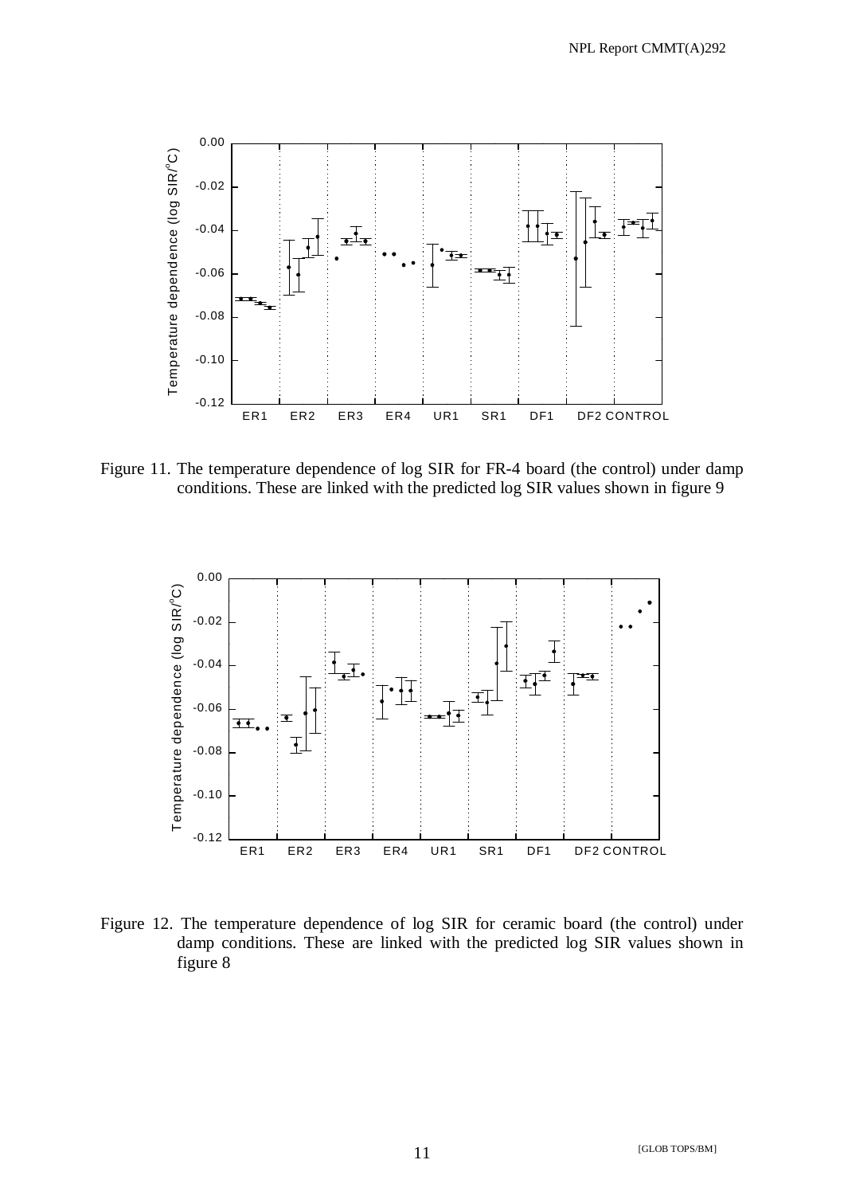Figure 11. The temperature dependence of log SIR for FR-4 board (the control) under damp conditions. These are linked with the predicted log SIR values shown in figure 9

Figure 12. The temperature dependence of log SIR for ceramic board (the control) under damp conditions. These are linked with the predicted log SIR values shown in figure 8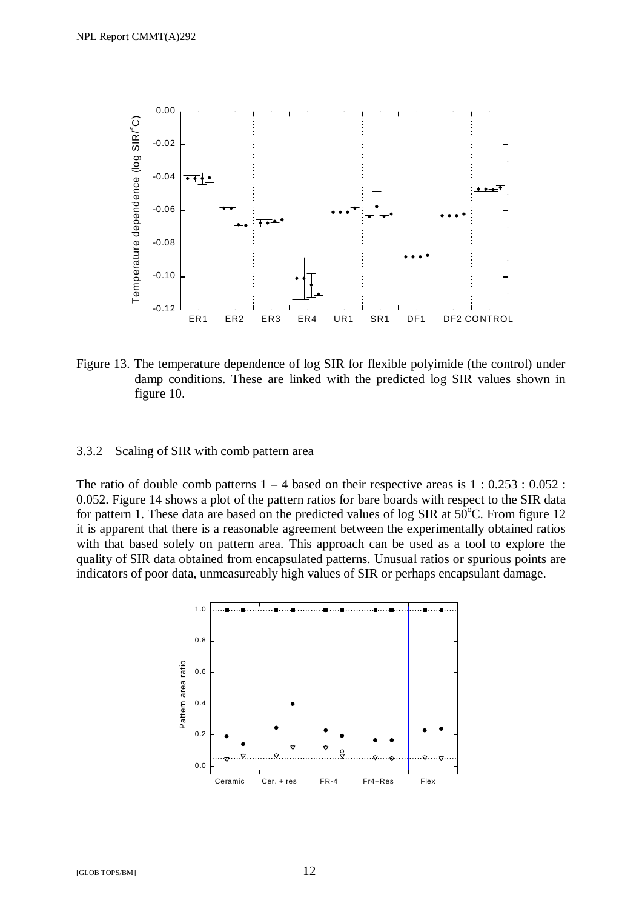Figure 13. The temperature dependence of log SIR for flexible polyimide (the control) under damp conditions. These are linked with the predicted log SIR values shown in figure 10.

### 3.3.2 Scaling of SIR with comb pattern area

The ratio of double comb patterns 1 – 4 based on their respective areas is 1 : 0.253 : 0.052 : 0.052. Figure 14 shows a plot of the pattern ratios for bare boards with respect to the SIR data for pattern 1. These data are based on the predicted values of log SIR at 50°C. From figure 12 it is apparent that there is a reasonable agreement between the experimentally obtained ratios with that based solely on pattern area. This approach can be used as a tool to explore the quality of SIR data obtained from encapsulated patterns. Unusual ratios or spurious points are indicators of poor data, unmeasureably high values of SIR or perhaps encapsulant damage.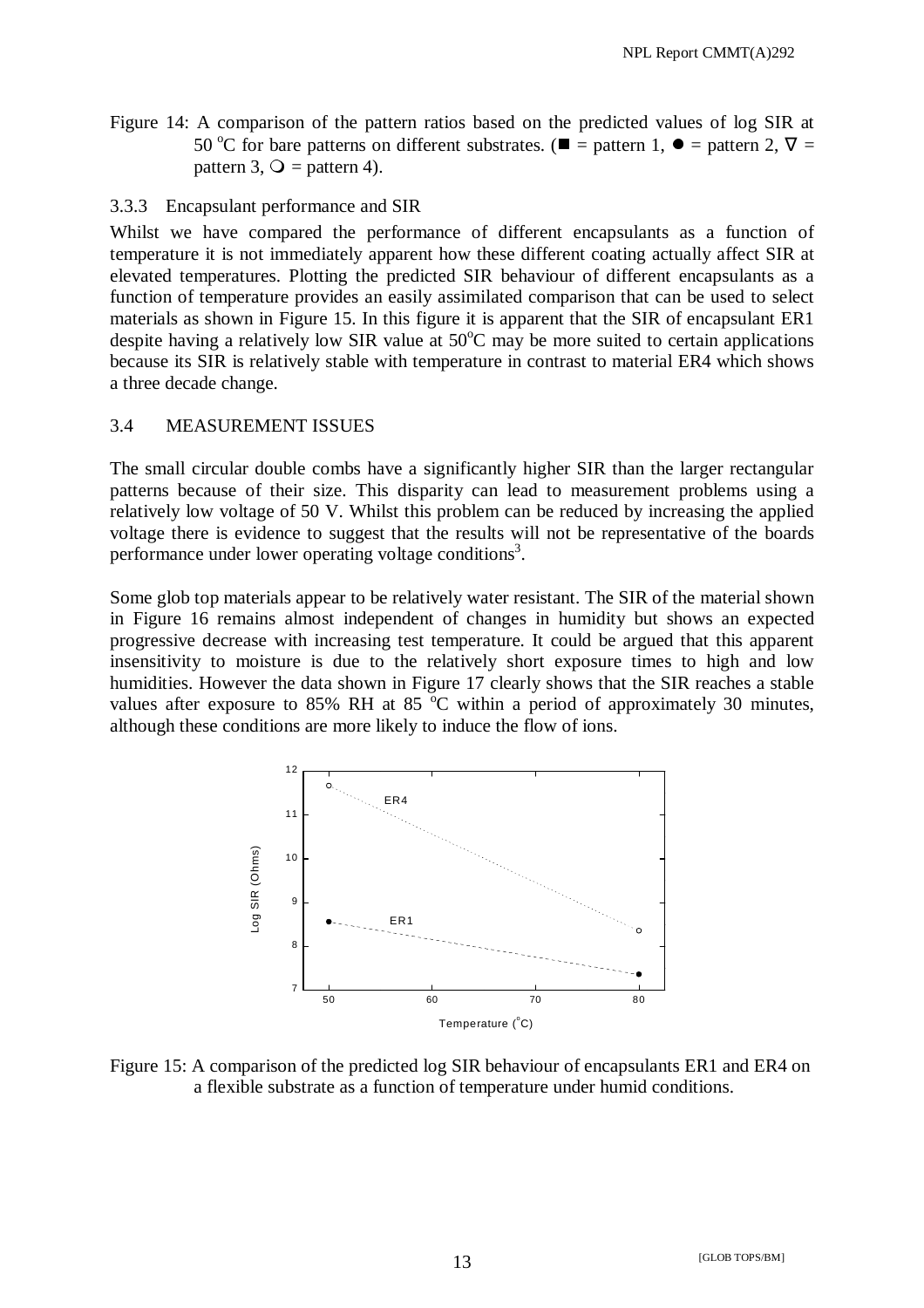Figure 14: A comparison of the pattern ratios based on the predicted values of log SIR at 50 °C for bare patterns on different substrates. (■ = pattern 1, ● = pattern 2, ∇ = pattern 3, ❍ = pattern 4).

### 3.3.3 Encapsulant performance and SIR

Whilst we have compared the performance of different encapsulants as a function of temperature it is not immediately apparent how these different coating actually affect SIR at elevated temperatures. Plotting the predicted SIR behaviour of different encapsulants as a function of temperature provides an easily assimilated comparison that can be used to select materials as shown in Figure 15. In this figure it is apparent that the SIR of encapsulant ER1 despite having a relatively low SIR value at 50°C may be more suited to certain applications because its SIR is relatively stable with temperature in contrast to material ER4 which shows a three decade change.

## 3.4 MEASUREMENT ISSUES

The small circular double combs have a significantly higher SIR than the larger rectangular patterns because of their size. This disparity can lead to measurement problems using a relatively low voltage of 50 V. Whilst this problem can be reduced by increasing the applied voltage there is evidence to suggest that the results will not be representative of the boards performance under lower operating voltage conditions[3].

Some glob top materials appear to be relatively water resistant. The SIR of the material shown in Figure 16 remains almost independent of changes in humidity but shows an expected progressive decrease with increasing test temperature. It could be argued that this apparent insensitivity to moisture is due to the relatively short exposure times to high and low humidities. However the data shown in Figure 17 clearly shows that the SIR reaches a stable values after exposure to 85% RH at 85 °C within a period of approximately 30 minutes, although these conditions are more likely to induce the flow of ions.

Figure 15: A comparison of the predicted log SIR behaviour of encapsulants ER1 and ER4 on a flexible substrate as a function of temperature under humid conditions.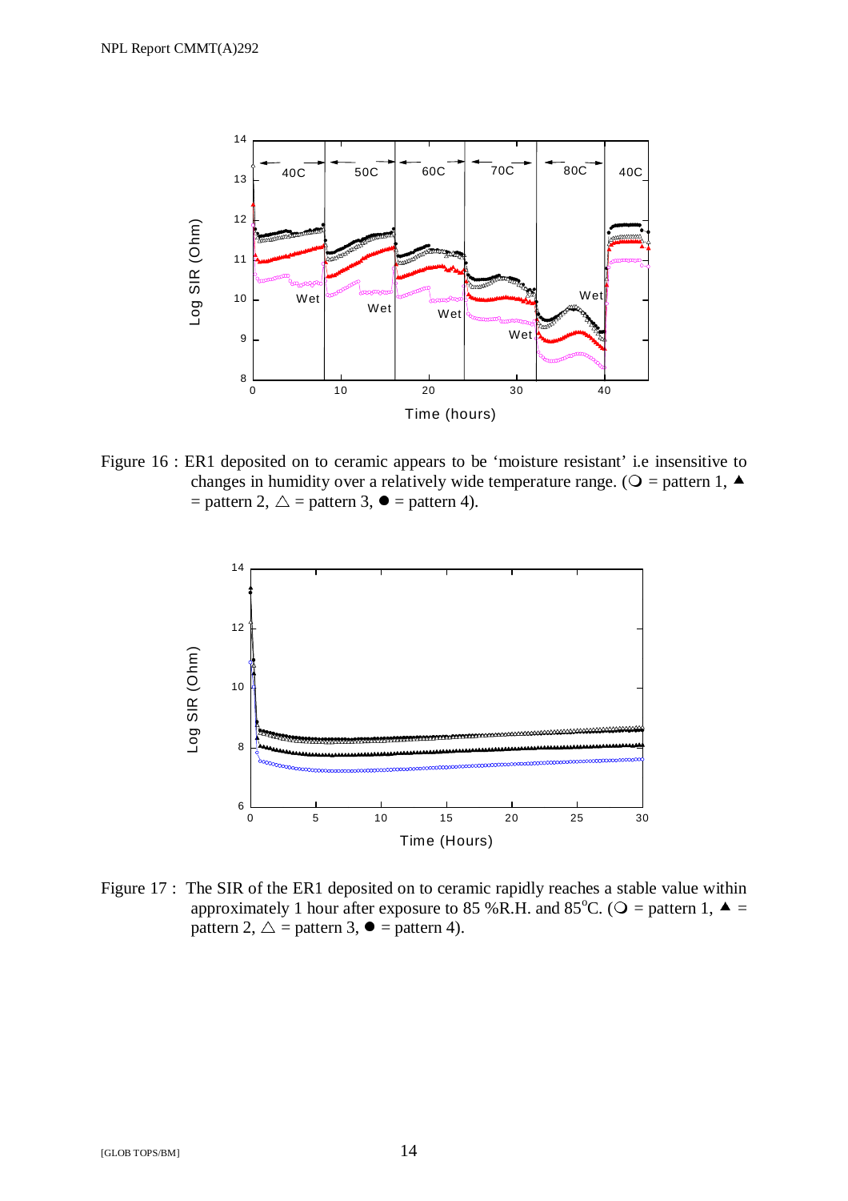Figure 16 : ER1 deposited on to ceramic appears to be 'moisture resistant' i.e insensitive to changes in humidity over a relatively wide temperature range. (○ = pattern 1, ▲ = pattern 2, △ = pattern 3, ● = pattern 4).

Figure 17 : The SIR of the ER1 deposited on to ceramic rapidly reaches a stable value within approximately 1 hour after exposure to 85 %R.H. and 85°C. (○ = pattern 1, ▲ = pattern 2, △ = pattern 3, ● = pattern 4).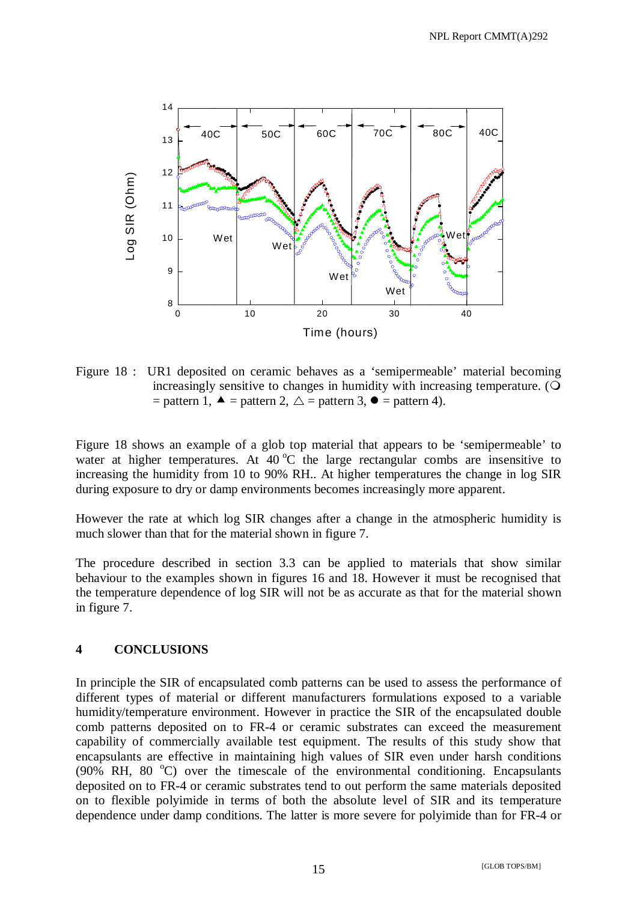Figure 18 : UR1 deposited on ceramic behaves as a 'semipermeable' material becoming increasingly sensitive to changes in humidity with increasing temperature. (○ = pattern 1, ▲ = pattern 2, △ = pattern 3, ● = pattern 4).

Figure 18 shows an example of a glob top material that appears to be 'semipermeable' to water at higher temperatures. At 40 °C the large rectangular combs are insensitive to increasing the humidity from 10 to 90% RH.. At higher temperatures the change in log SIR during exposure to dry or damp environments becomes increasingly more apparent.

However the rate at which log SIR changes after a change in the atmospheric humidity is much slower than that for the material shown in figure 7.

The procedure described in section 3.3 can be applied to materials that show similar behaviour to the examples shown in figures 16 and 18. However it must be recognised that the temperature dependence of log SIR will not be as accurate as that for the material shown in figure 7.

## 4 CONCLUSIONS

In principle the SIR of encapsulated comb patterns can be used to assess the performance of different types of material or different manufacturers formulations exposed to a variable humidity/temperature environment. However in practice the SIR of the encapsulated double comb patterns deposited on to FR-4 or ceramic substrates can exceed the measurement capability of commercially available test equipment. The results of this study show that encapsulants are effective in maintaining high values of SIR even under harsh conditions (90% RH, 80 °C) over the timescale of the environmental conditioning. Encapsulants deposited on to FR-4 or ceramic substrates tend to out perform the same materials deposited on to flexible polyimide in terms of both the absolute level of SIR and its temperature dependence under damp conditions. The latter is more severe for polyimide than for FR-4 or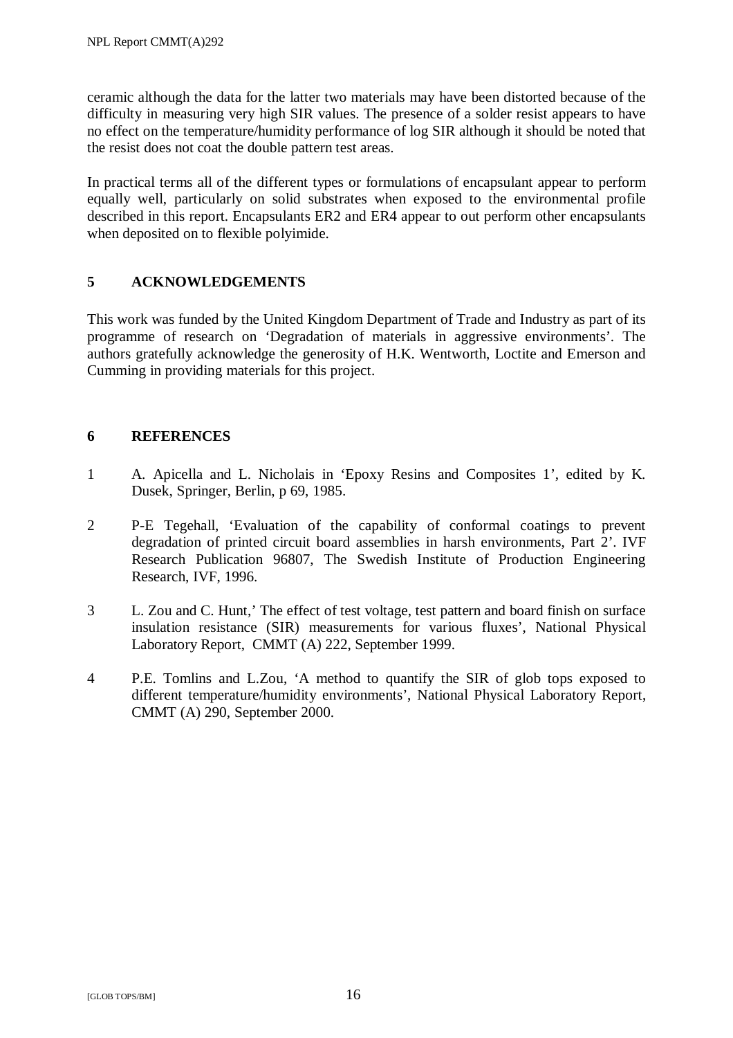ceramic although the data for the latter two materials may have been distorted because of the difficulty in measuring very high SIR values. The presence of a solder resist appears to have no effect on the temperature/humidity performance of log SIR although it should be noted that the resist does not coat the double pattern test areas.

In practical terms all of the different types or formulations of encapsulant appear to perform equally well, particularly on solid substrates when exposed to the environmental profile described in this report. Encapsulants ER2 and ER4 appear to out perform other encapsulants when deposited on to flexible polyimide.

## 5 ACKNOWLEDGEMENTS

This work was funded by the United Kingdom Department of Trade and Industry as part of its programme of research on 'Degradation of materials in aggressive environments'. The authors gratefully acknowledge the generosity of H.K. Wentworth, Loctite and Emerson and Cumming in providing materials for this project.

## 6 REFERENCES

1. A. Apicella and L. Nicholais in 'Epoxy Resins and Composites 1', edited by K. Dusek, Springer, Berlin, p 69, 1985.

2. P-E Tegehall, 'Evaluation of the capability of conformal coatings to prevent degradation of printed circuit board assemblies in harsh environments, Part 2'. IVF Research Publication 96807, The Swedish Institute of Production Engineering Research, IVF, 1996.

3. L. Zou and C. Hunt,' The effect of test voltage, test pattern and board finish on surface insulation resistance (SIR) measurements for various fluxes', National Physical Laboratory Report, CMMT (A) 222, September 1999.

4. P.E. Tomlins and L.Zou, 'A method to quantify the SIR of glob tops exposed to different temperature/humidity environments', National Physical Laboratory Report, CMMT (A) 290, September 2000.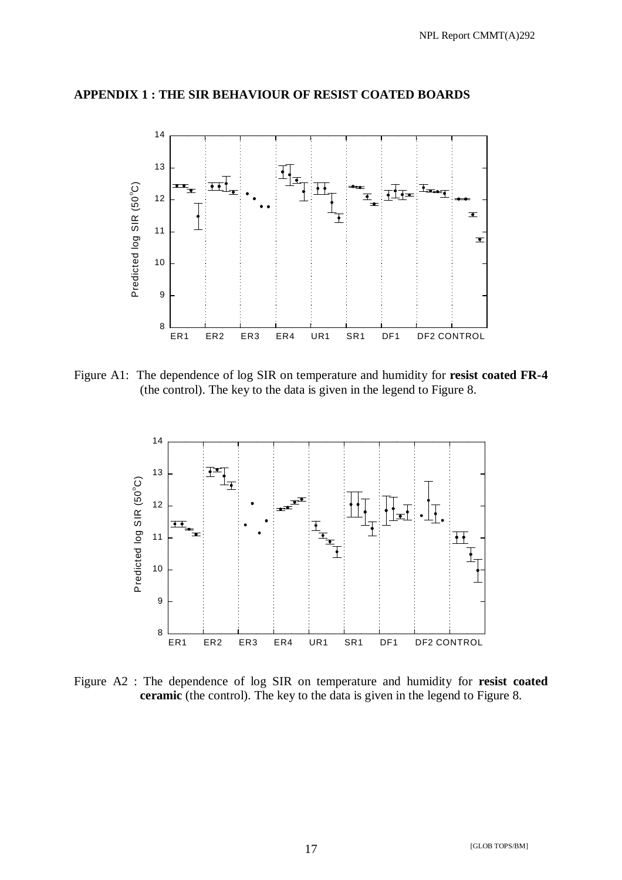## APPENDIX 1 : THE SIR BEHAVIOUR OF RESIST COATED BOARDS

Figure A1: The dependence of log SIR on temperature and humidity for **resist coated FR-4** (the control). The key to the data is given in the legend to Figure 8.

Figure A2 : The dependence of log SIR on temperature and humidity for **resist coated ceramic** (the control). The key to the data is given in the legend to Figure 8.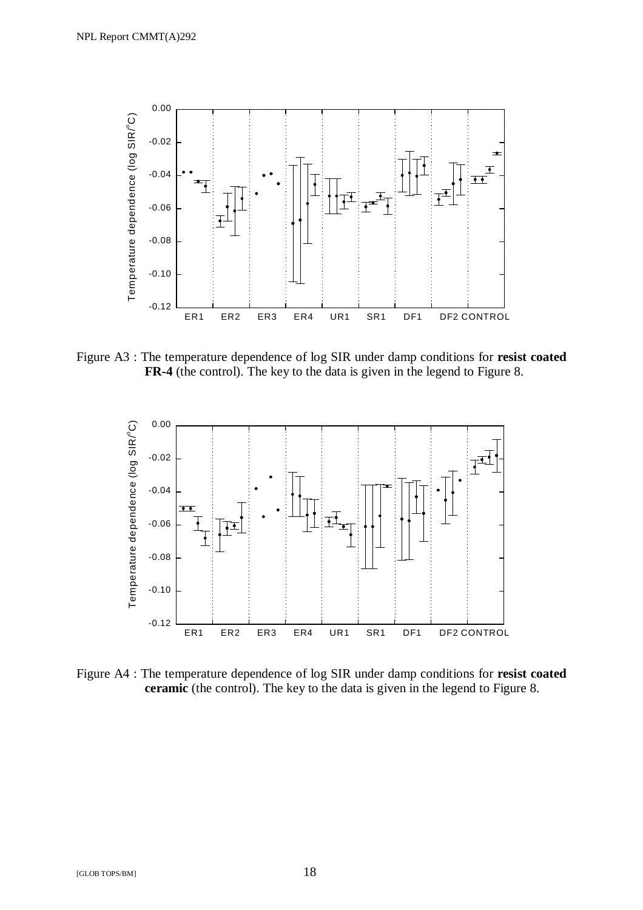Figure A3 : The temperature dependence of log SIR under damp conditions for **resist coated FR-4** (the control). The key to the data is given in the legend to Figure 8.

Figure A4 : The temperature dependence of log SIR under damp conditions for **resist coated ceramic** (the control). The key to the data is given in the legend to Figure 8.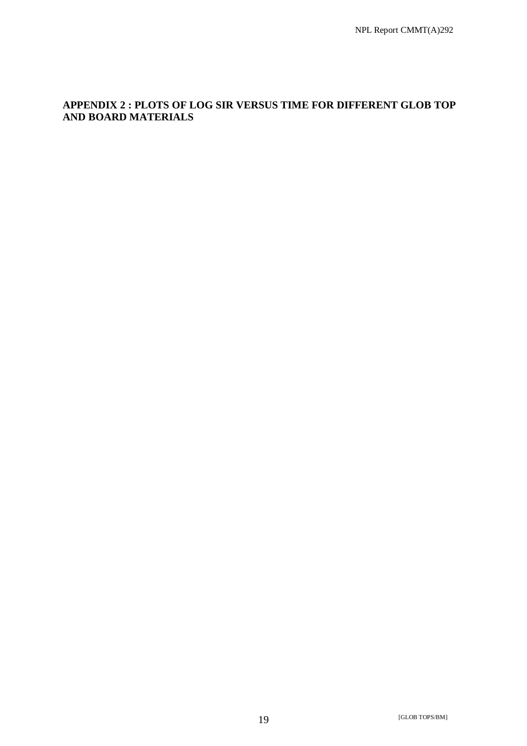## APPENDIX 2 : PLOTS OF LOG SIR VERSUS TIME FOR DIFFERENT GLOB TOP AND BOARD MATERIALS